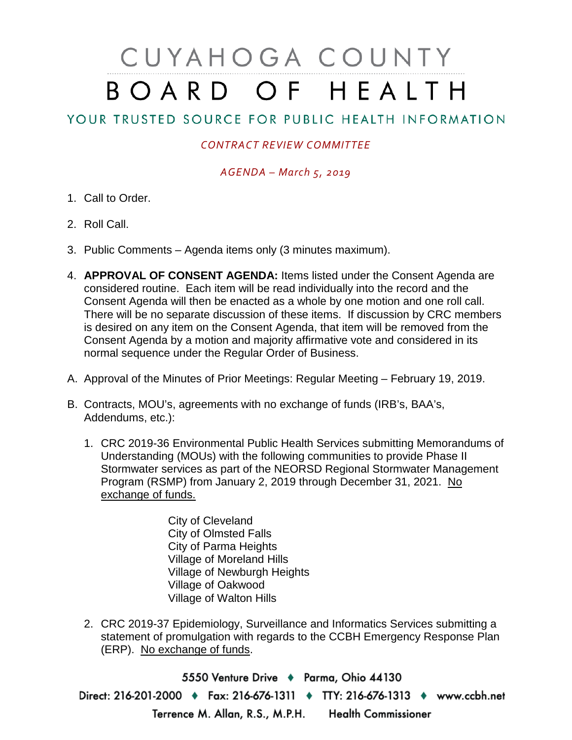# CUYAHOGA COUNTY BOARD OF HEALTH

## YOUR TRUSTED SOURCE FOR PUBLIC HEALTH INFORMATION

*CONTRACT REVIEW COMMITTEE*

*AGENDA – March 5, 2019*

1. Call to Order.

2. Roll Call.

3. Public Comments – Agenda items only (3 minutes maximum).

4. **APPROVAL OF CONSENT AGENDA:** Items listed under the Consent Agenda are considered routine. Each item will be read individually into the record and the Consent Agenda will then be enacted as a whole by one motion and one roll call. There will be no separate discussion of these items. If discussion by CRC members is desired on any item on the Consent Agenda, that item will be removed from the Consent Agenda by a motion and majority affirmative vote and considered in its normal sequence under the Regular Order of Business.

A. Approval of the Minutes of Prior Meetings: Regular Meeting – February 19, 2019.

B. Contracts, MOU's, agreements with no exchange of funds (IRB's, BAA's, Addendums, etc.):

1. CRC 2019-36 Environmental Public Health Services submitting Memorandums of Understanding (MOUs) with the following communities to provide Phase II Stormwater services as part of the NEORSD Regional Stormwater Management Program (RSMP) from January 2, 2019 through December 31, 2021. <u>No exchange of funds.</u>

   City of Cleveland
   City of Olmsted Falls
   City of Parma Heights
   Village of Moreland Hills
   Village of Newburgh Heights
   Village of Oakwood
   Village of Walton Hills

2. CRC 2019-37 Epidemiology, Surveillance and Informatics Services submitting a statement of promulgation with regards to the CCBH Emergency Response Plan (ERP). <u>No exchange of funds</u>.

5550 Venture Drive ♦ Parma, Ohio 44130
Direct: 216-201-2000 ♦ Fax: 216-676-1311 ♦ TTY: 216-676-1313 ♦ www.ccbh.net
Terrence M. Allan, R.S., M.P.H. Health Commissioner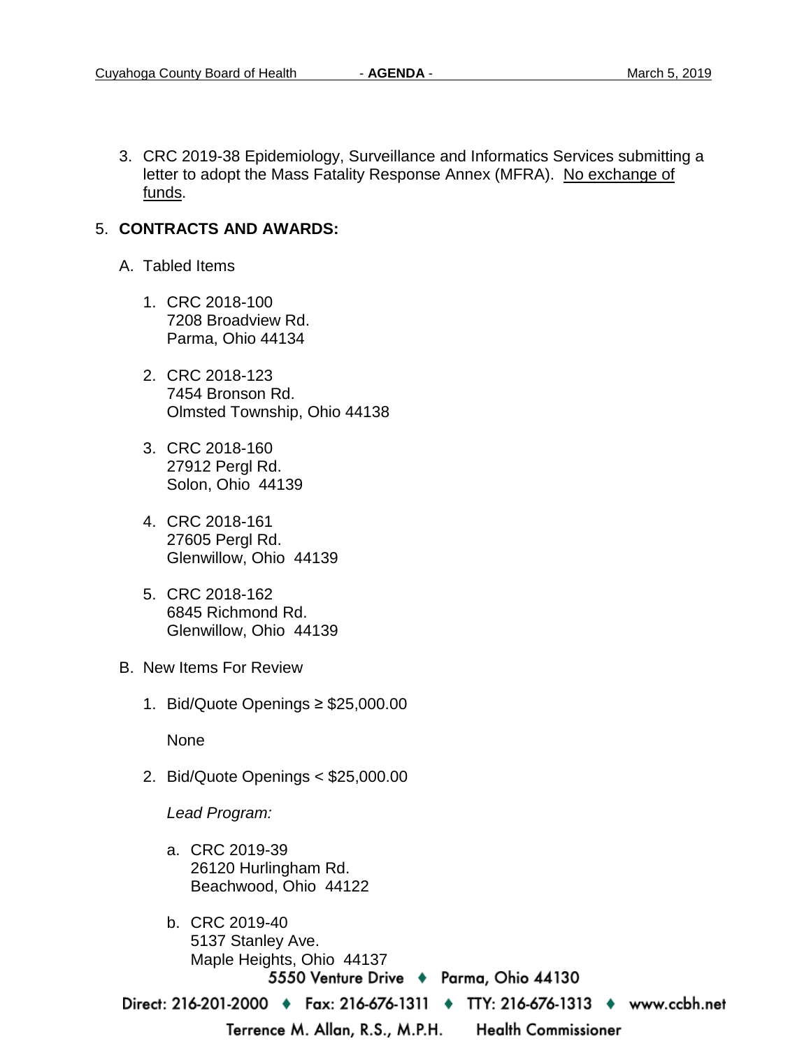3. CRC 2019-38 Epidemiology, Surveillance and Informatics Services submitting a letter to adopt the Mass Fatality Response Annex (MFRA). No exchange of funds.

5. **CONTRACTS AND AWARDS:**

   A. Tabled Items

      1. CRC 2018-100
         7208 Broadview Rd.
         Parma, Ohio 44134

      2. CRC 2018-123
         7454 Bronson Rd.
         Olmsted Township, Ohio 44138

      3. CRC 2018-160
         27912 Pergl Rd.
         Solon, Ohio 44139

      4. CRC 2018-161
         27605 Pergl Rd.
         Glenwillow, Ohio 44139

      5. CRC 2018-162
         6845 Richmond Rd.
         Glenwillow, Ohio 44139

   B. New Items For Review

      1. Bid/Quote Openings ≥ $25,000.00

         None

      2. Bid/Quote Openings < $25,000.00

         *Lead Program:*

         a. CRC 2019-39
            26120 Hurlingham Rd.
            Beachwood, Ohio 44122

         b. CRC 2019-40
            5137 Stanley Ave.
            Maple Heights, Ohio 44137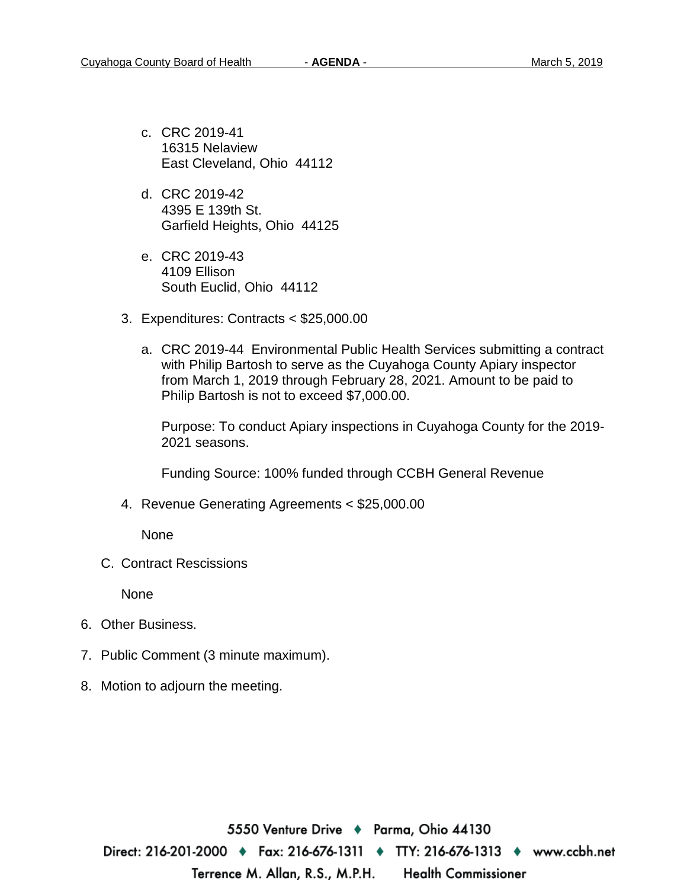c. CRC 2019-41
   16315 Nelaview
   East Cleveland, Ohio 44112

d. CRC 2019-42
   4395 E 139th St.
   Garfield Heights, Ohio 44125

e. CRC 2019-43
   4109 Ellison
   South Euclid, Ohio 44112

3. Expenditures: Contracts < $25,000.00

   a. CRC 2019-44 Environmental Public Health Services submitting a contract with Philip Bartosh to serve as the Cuyahoga County Apiary inspector from March 1, 2019 through February 28, 2021. Amount to be paid to Philip Bartosh is not to exceed $7,000.00.

      Purpose: To conduct Apiary inspections in Cuyahoga County for the 2019-2021 seasons.

      Funding Source: 100% funded through CCBH General Revenue

4. Revenue Generating Agreements < $25,000.00

   None

C. Contract Rescissions

   None

6. Other Business.

7. Public Comment (3 minute maximum).

8. Motion to adjourn the meeting.